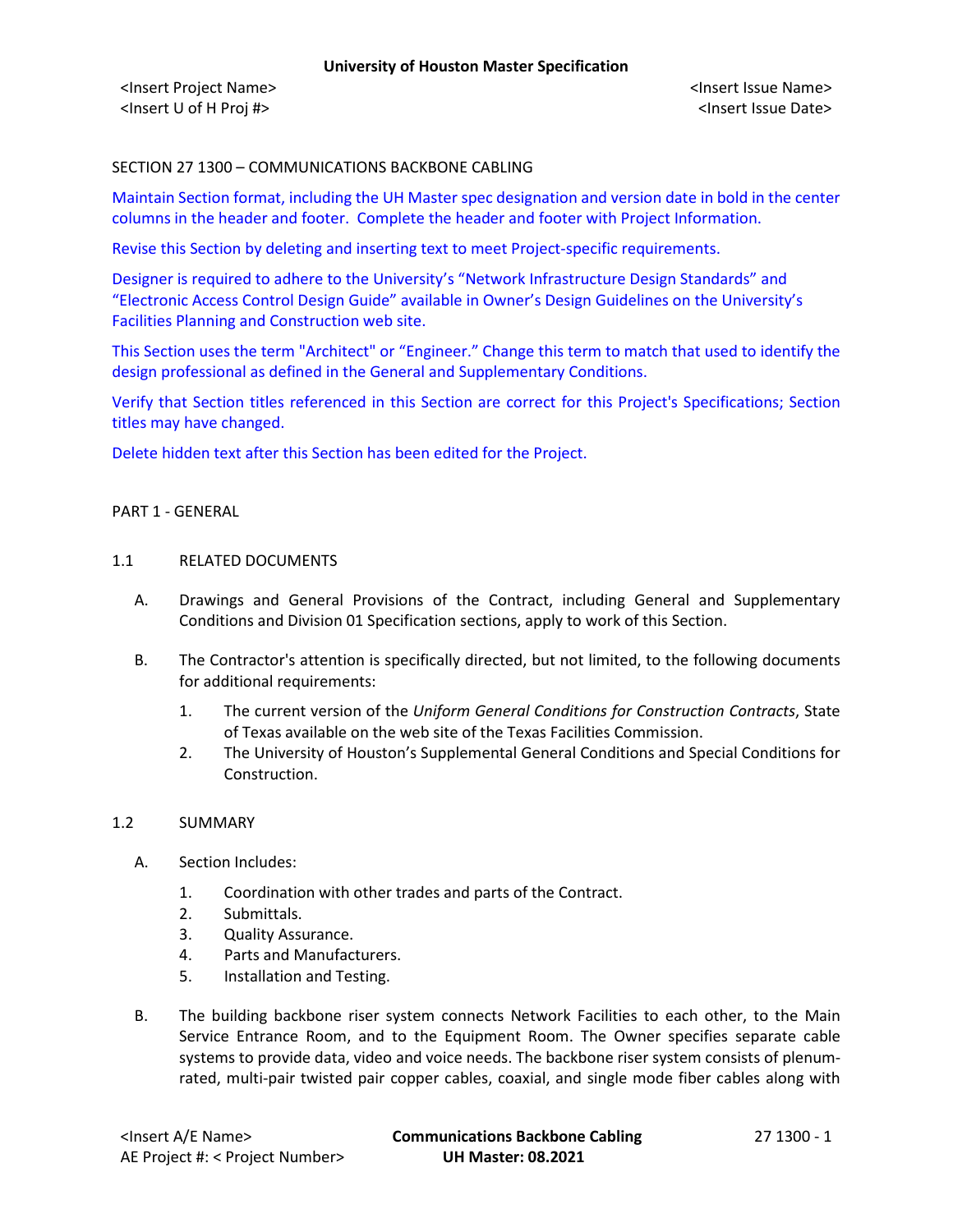SECTION 27 1300 – COMMUNICATIONS BACKBONE CABLING

Maintain Section format, including the UH Master spec designation and version date in bold in the center columns in the header and footer. Complete the header and footer with Project Information.

Revise this Section by deleting and inserting text to meet Project-specific requirements.

Designer is required to adhere to the University's "Network Infrastructure Design Standards" and "Electronic Access Control Design Guide" available in Owner's Design Guidelines on the University's Facilities Planning and Construction web site.

This Section uses the term "Architect" or "Engineer." Change this term to match that used to identify the design professional as defined in the General and Supplementary Conditions.

Verify that Section titles referenced in this Section are correct for this Project's Specifications; Section titles may have changed.

Delete hidden text after this Section has been edited for the Project.

## PART 1 - GENERAL

### 1.1 RELATED DOCUMENTS

A. Drawings and General Provisions of the Contract, including General and Supplementary Conditions and Division 01 Specification sections, apply to work of this Section.

B. The Contractor's attention is specifically directed, but not limited, to the following documents for additional requirements:

1. The current version of the *Uniform General Conditions for Construction Contracts*, State of Texas available on the web site of the Texas Facilities Commission.
2. The University of Houston's Supplemental General Conditions and Special Conditions for Construction.

### 1.2 SUMMARY

A. Section Includes:

1. Coordination with other trades and parts of the Contract.
2. Submittals.
3. Quality Assurance.
4. Parts and Manufacturers.
5. Installation and Testing.

B. The building backbone riser system connects Network Facilities to each other, to the Main Service Entrance Room, and to the Equipment Room. The Owner specifies separate cable systems to provide data, video and voice needs. The backbone riser system consists of plenum-rated, multi-pair twisted pair copper cables, coaxial, and single mode fiber cables along with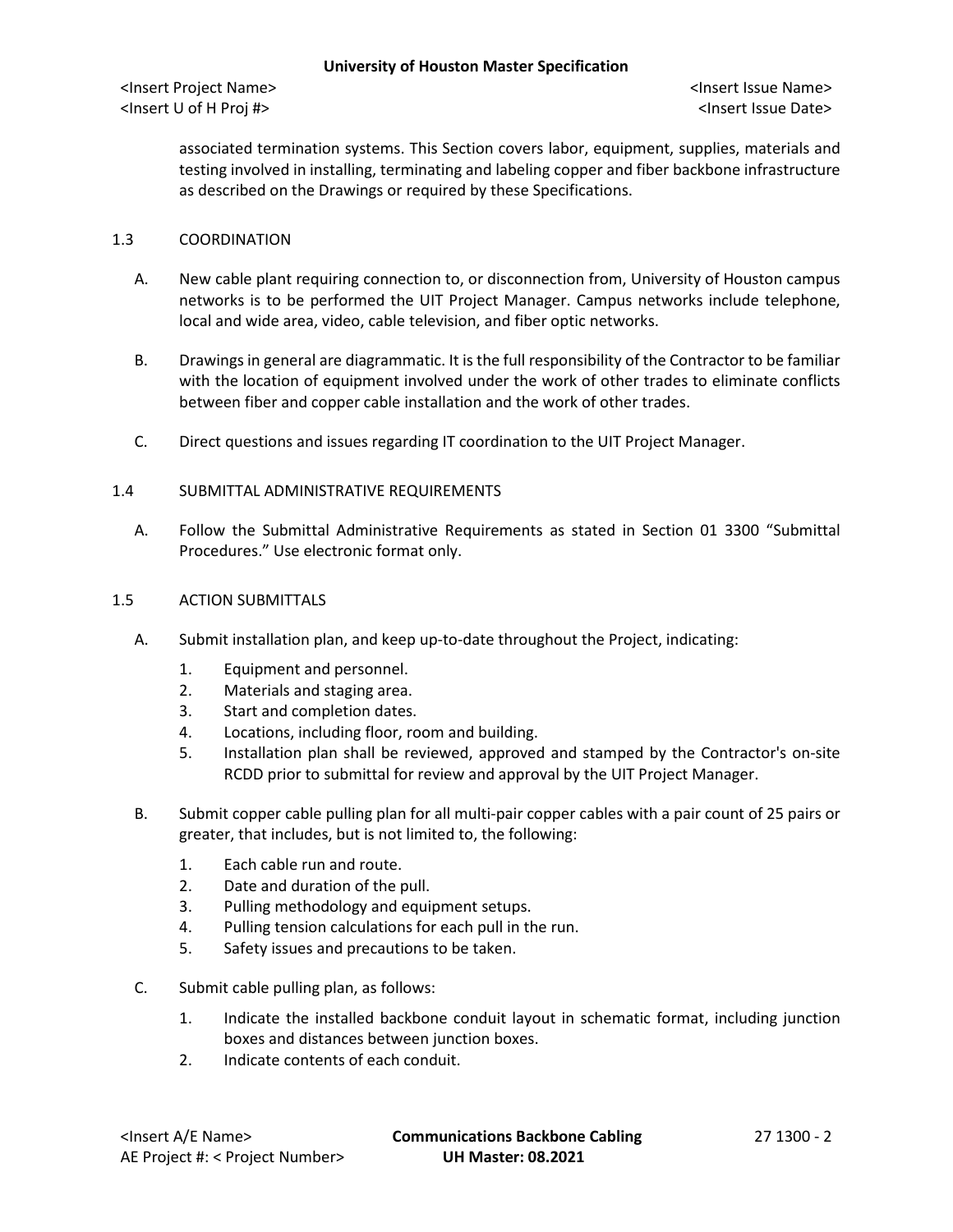associated termination systems. This Section covers labor, equipment, supplies, materials and testing involved in installing, terminating and labeling copper and fiber backbone infrastructure as described on the Drawings or required by these Specifications.

## 1.3 COORDINATION

A. New cable plant requiring connection to, or disconnection from, University of Houston campus networks is to be performed the UIT Project Manager. Campus networks include telephone, local and wide area, video, cable television, and fiber optic networks.

B. Drawings in general are diagrammatic. It is the full responsibility of the Contractor to be familiar with the location of equipment involved under the work of other trades to eliminate conflicts between fiber and copper cable installation and the work of other trades.

C. Direct questions and issues regarding IT coordination to the UIT Project Manager.

## 1.4 SUBMITTAL ADMINISTRATIVE REQUIREMENTS

A. Follow the Submittal Administrative Requirements as stated in Section 01 3300 “Submittal Procedures.” Use electronic format only.

## 1.5 ACTION SUBMITTALS

A. Submit installation plan, and keep up-to-date throughout the Project, indicating:

1. Equipment and personnel.
2. Materials and staging area.
3. Start and completion dates.
4. Locations, including floor, room and building.
5. Installation plan shall be reviewed, approved and stamped by the Contractor's on-site RCDD prior to submittal for review and approval by the UIT Project Manager.

B. Submit copper cable pulling plan for all multi-pair copper cables with a pair count of 25 pairs or greater, that includes, but is not limited to, the following:

1. Each cable run and route.
2. Date and duration of the pull.
3. Pulling methodology and equipment setups.
4. Pulling tension calculations for each pull in the run.
5. Safety issues and precautions to be taken.

C. Submit cable pulling plan, as follows:

1. Indicate the installed backbone conduit layout in schematic format, including junction boxes and distances between junction boxes.
2. Indicate contents of each conduit.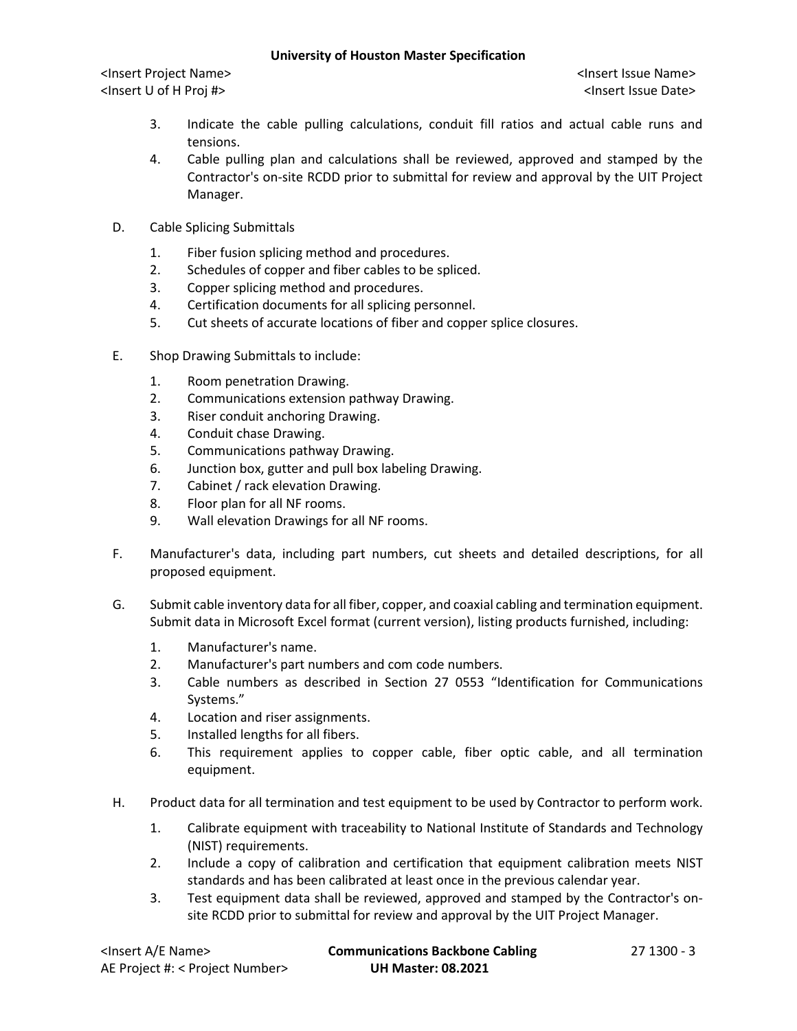3. Indicate the cable pulling calculations, conduit fill ratios and actual cable runs and tensions.
4. Cable pulling plan and calculations shall be reviewed, approved and stamped by the Contractor's on-site RCDD prior to submittal for review and approval by the UIT Project Manager.

D. Cable Splicing Submittals

1. Fiber fusion splicing method and procedures.
2. Schedules of copper and fiber cables to be spliced.
3. Copper splicing method and procedures.
4. Certification documents for all splicing personnel.
5. Cut sheets of accurate locations of fiber and copper splice closures.

E. Shop Drawing Submittals to include:

1. Room penetration Drawing.
2. Communications extension pathway Drawing.
3. Riser conduit anchoring Drawing.
4. Conduit chase Drawing.
5. Communications pathway Drawing.
6. Junction box, gutter and pull box labeling Drawing.
7. Cabinet / rack elevation Drawing.
8. Floor plan for all NF rooms.
9. Wall elevation Drawings for all NF rooms.

F. Manufacturer's data, including part numbers, cut sheets and detailed descriptions, for all proposed equipment.

G. Submit cable inventory data for all fiber, copper, and coaxial cabling and termination equipment. Submit data in Microsoft Excel format (current version), listing products furnished, including:

1. Manufacturer's name.
2. Manufacturer's part numbers and com code numbers.
3. Cable numbers as described in Section 27 0553 "Identification for Communications Systems."
4. Location and riser assignments.
5. Installed lengths for all fibers.
6. This requirement applies to copper cable, fiber optic cable, and all termination equipment.

H. Product data for all termination and test equipment to be used by Contractor to perform work.

1. Calibrate equipment with traceability to National Institute of Standards and Technology (NIST) requirements.
2. Include a copy of calibration and certification that equipment calibration meets NIST standards and has been calibrated at least once in the previous calendar year.
3. Test equipment data shall be reviewed, approved and stamped by the Contractor's on-site RCDD prior to submittal for review and approval by the UIT Project Manager.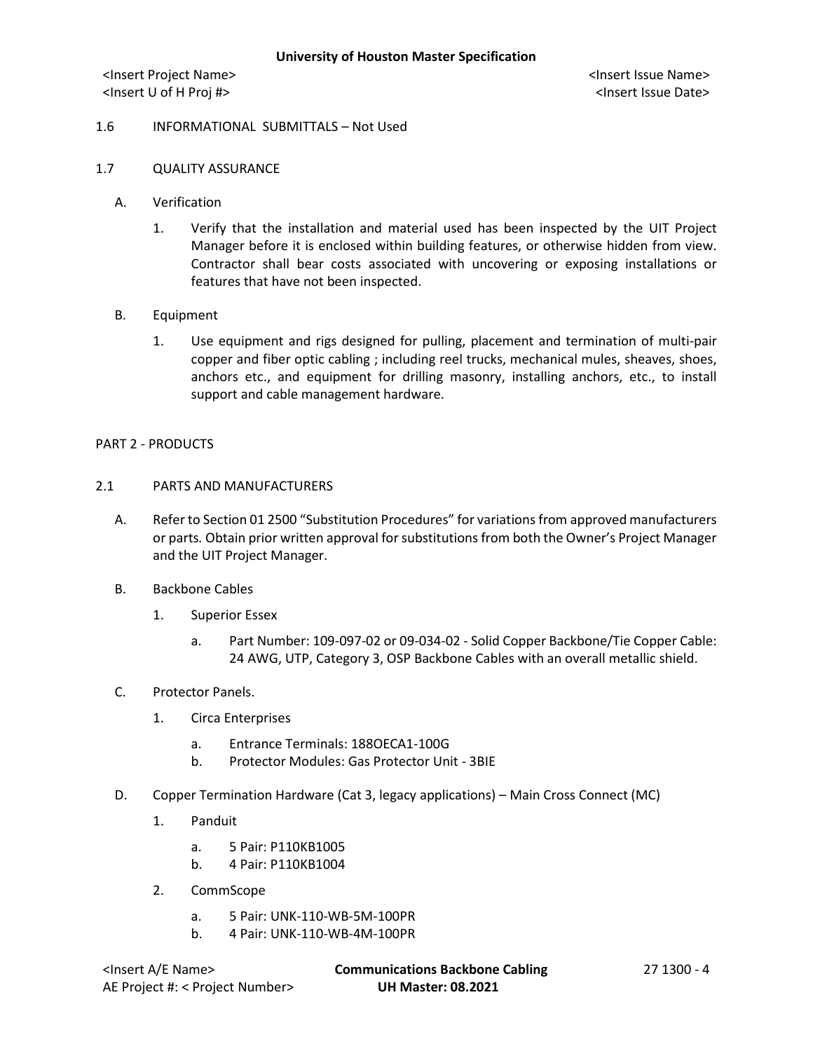1.6 INFORMATIONAL SUBMITTALS – Not Used

1.7 QUALITY ASSURANCE

A. Verification

1. Verify that the installation and material used has been inspected by the UIT Project Manager before it is enclosed within building features, or otherwise hidden from view. Contractor shall bear costs associated with uncovering or exposing installations or features that have not been inspected.

B. Equipment

1. Use equipment and rigs designed for pulling, placement and termination of multi-pair copper and fiber optic cabling ; including reel trucks, mechanical mules, sheaves, shoes, anchors etc., and equipment for drilling masonry, installing anchors, etc., to install support and cable management hardware.

## PART 2 - PRODUCTS

2.1 PARTS AND MANUFACTURERS

A. Refer to Section 01 2500 "Substitution Procedures" for variations from approved manufacturers or parts. Obtain prior written approval for substitutions from both the Owner's Project Manager and the UIT Project Manager.

B. Backbone Cables

1. Superior Essex

a. Part Number: 109-097-02 or 09-034-02 - Solid Copper Backbone/Tie Copper Cable: 24 AWG, UTP, Category 3, OSP Backbone Cables with an overall metallic shield.

C. Protector Panels.

1. Circa Enterprises

a. Entrance Terminals: 188OECA1-100G
b. Protector Modules: Gas Protector Unit - 3BIE

D. Copper Termination Hardware (Cat 3, legacy applications) – Main Cross Connect (MC)

1. Panduit

a. 5 Pair: P110KB1005
b. 4 Pair: P110KB1004

2. CommScope

a. 5 Pair: UNK-110-WB-5M-100PR
b. 4 Pair: UNK-110-WB-4M-100PR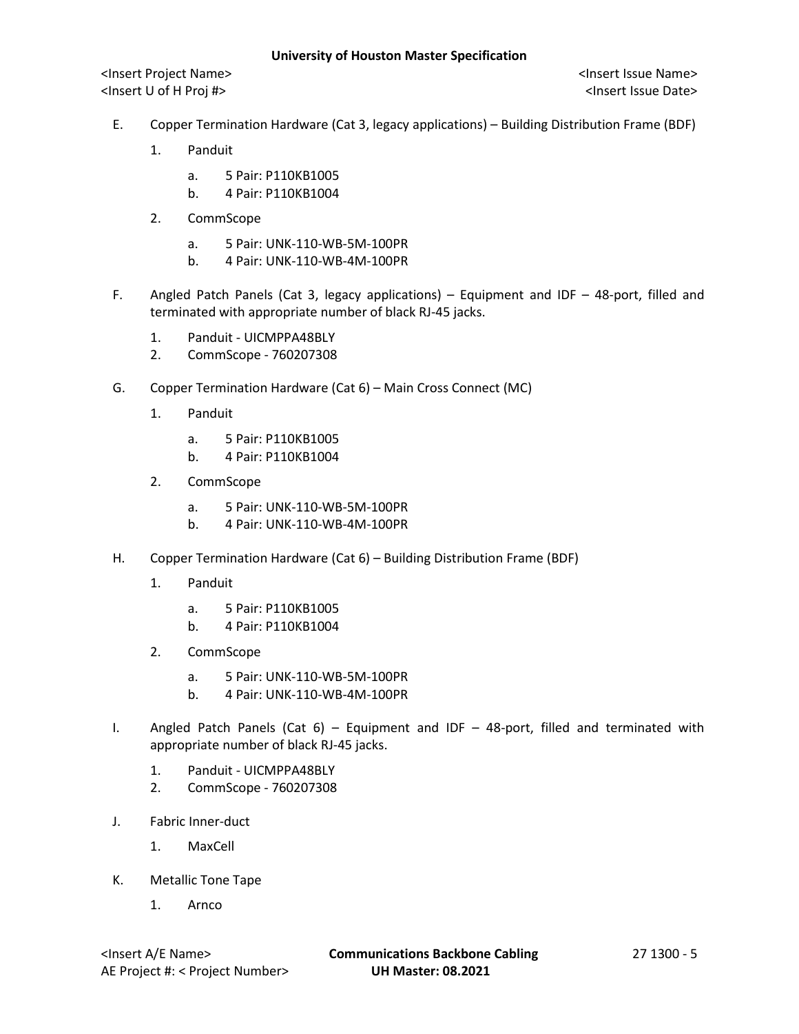E. Copper Termination Hardware (Cat 3, legacy applications) – Building Distribution Frame (BDF)

   1. Panduit

      a. 5 Pair: P110KB1005
      b. 4 Pair: P110KB1004

   2. CommScope

      a. 5 Pair: UNK-110-WB-5M-100PR
      b. 4 Pair: UNK-110-WB-4M-100PR

F. Angled Patch Panels (Cat 3, legacy applications) – Equipment and IDF – 48-port, filled and terminated with appropriate number of black RJ-45 jacks.

   1. Panduit - UICMPPA48BLY
   2. CommScope - 760207308

G. Copper Termination Hardware (Cat 6) – Main Cross Connect (MC)

   1. Panduit

      a. 5 Pair: P110KB1005
      b. 4 Pair: P110KB1004

   2. CommScope

      a. 5 Pair: UNK-110-WB-5M-100PR
      b. 4 Pair: UNK-110-WB-4M-100PR

H. Copper Termination Hardware (Cat 6) – Building Distribution Frame (BDF)

   1. Panduit

      a. 5 Pair: P110KB1005
      b. 4 Pair: P110KB1004

   2. CommScope

      a. 5 Pair: UNK-110-WB-5M-100PR
      b. 4 Pair: UNK-110-WB-4M-100PR

I. Angled Patch Panels (Cat 6) – Equipment and IDF – 48-port, filled and terminated with appropriate number of black RJ-45 jacks.

   1. Panduit - UICMPPA48BLY
   2. CommScope - 760207308

J. Fabric Inner-duct

   1. MaxCell

K. Metallic Tone Tape

   1. Arnco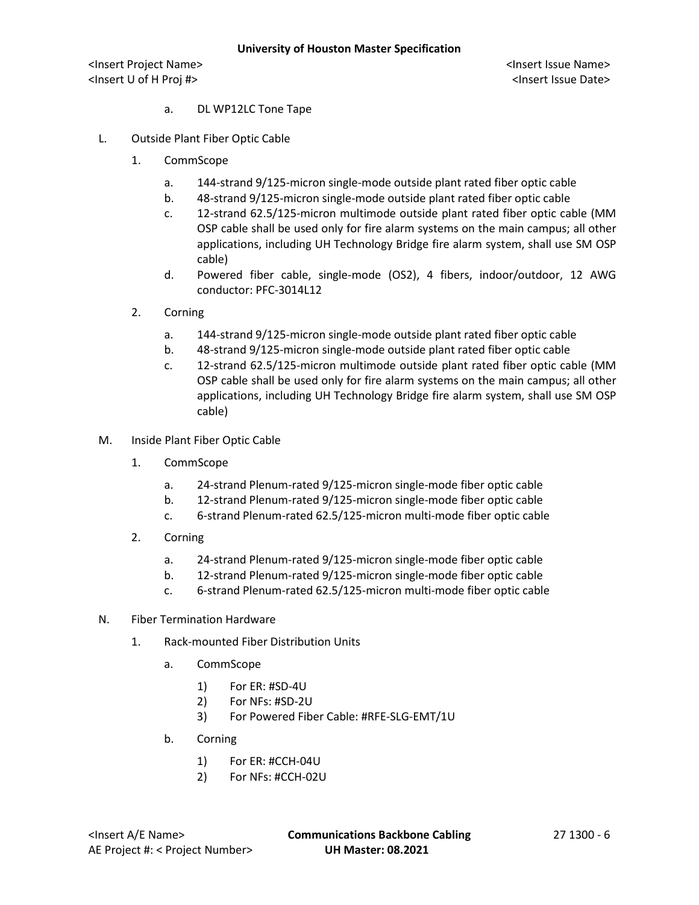a. DL WP12LC Tone Tape

L. Outside Plant Fiber Optic Cable

1. CommScope

a. 144-strand 9/125-micron single-mode outside plant rated fiber optic cable
b. 48-strand 9/125-micron single-mode outside plant rated fiber optic cable
c. 12-strand 62.5/125-micron multimode outside plant rated fiber optic cable (MM OSP cable shall be used only for fire alarm systems on the main campus; all other applications, including UH Technology Bridge fire alarm system, shall use SM OSP cable)
d. Powered fiber cable, single-mode (OS2), 4 fibers, indoor/outdoor, 12 AWG conductor: PFC-3014L12

2. Corning

a. 144-strand 9/125-micron single-mode outside plant rated fiber optic cable
b. 48-strand 9/125-micron single-mode outside plant rated fiber optic cable
c. 12-strand 62.5/125-micron multimode outside plant rated fiber optic cable (MM OSP cable shall be used only for fire alarm systems on the main campus; all other applications, including UH Technology Bridge fire alarm system, shall use SM OSP cable)

M. Inside Plant Fiber Optic Cable

1. CommScope

a. 24-strand Plenum-rated 9/125-micron single-mode fiber optic cable
b. 12-strand Plenum-rated 9/125-micron single-mode fiber optic cable
c. 6-strand Plenum-rated 62.5/125-micron multi-mode fiber optic cable

2. Corning

a. 24-strand Plenum-rated 9/125-micron single-mode fiber optic cable
b. 12-strand Plenum-rated 9/125-micron single-mode fiber optic cable
c. 6-strand Plenum-rated 62.5/125-micron multi-mode fiber optic cable

N. Fiber Termination Hardware

1. Rack-mounted Fiber Distribution Units

a. CommScope

1) For ER: #SD-4U
2) For NFs: #SD-2U
3) For Powered Fiber Cable: #RFE-SLG-EMT/1U

b. Corning

1) For ER: #CCH-04U
2) For NFs: #CCH-02U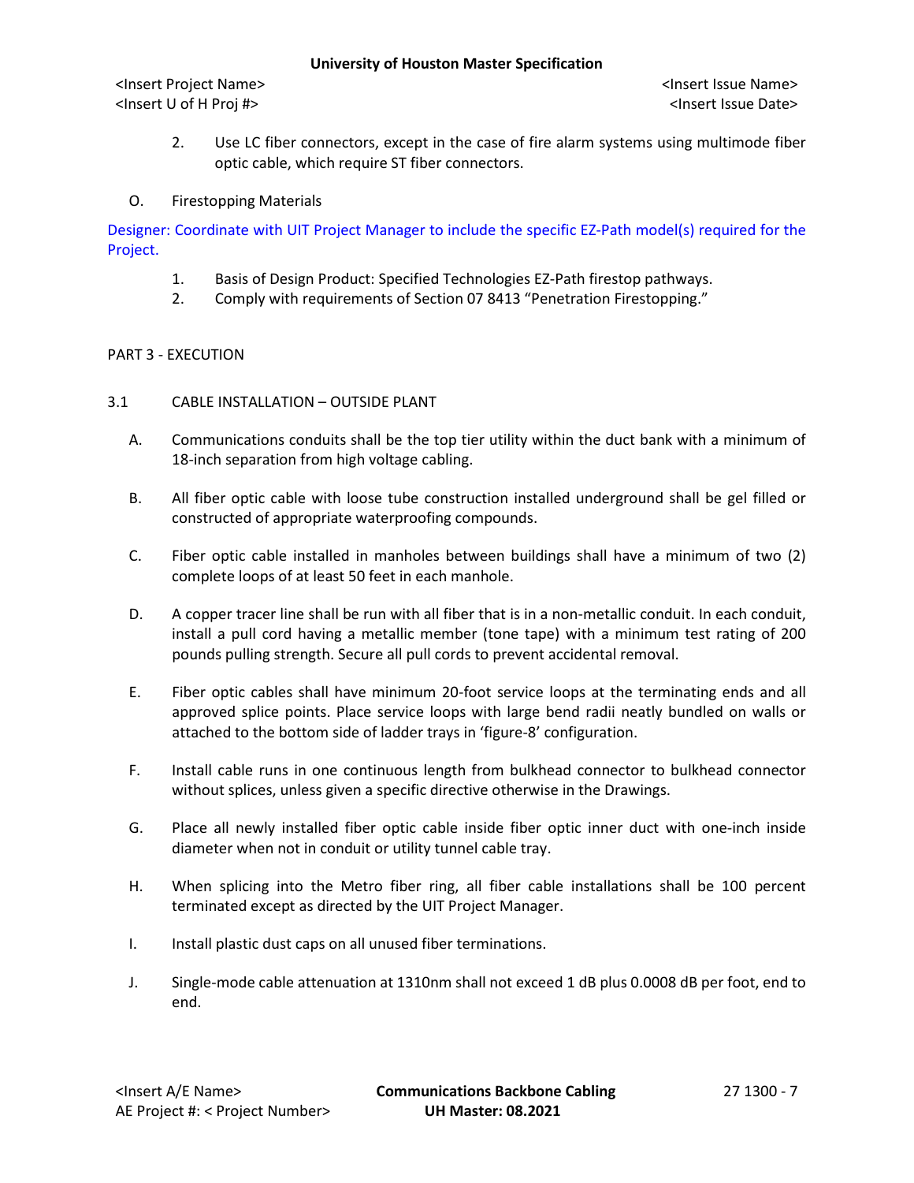2. Use LC fiber connectors, except in the case of fire alarm systems using multimode fiber optic cable, which require ST fiber connectors.

O. Firestopping Materials

Designer: Coordinate with UIT Project Manager to include the specific EZ-Path model(s) required for the Project.

1. Basis of Design Product: Specified Technologies EZ-Path firestop pathways.
2. Comply with requirements of Section 07 8413 "Penetration Firestopping."

## PART 3 - EXECUTION

### 3.1 CABLE INSTALLATION – OUTSIDE PLANT

A. Communications conduits shall be the top tier utility within the duct bank with a minimum of 18-inch separation from high voltage cabling.

B. All fiber optic cable with loose tube construction installed underground shall be gel filled or constructed of appropriate waterproofing compounds.

C. Fiber optic cable installed in manholes between buildings shall have a minimum of two (2) complete loops of at least 50 feet in each manhole.

D. A copper tracer line shall be run with all fiber that is in a non-metallic conduit. In each conduit, install a pull cord having a metallic member (tone tape) with a minimum test rating of 200 pounds pulling strength. Secure all pull cords to prevent accidental removal.

E. Fiber optic cables shall have minimum 20-foot service loops at the terminating ends and all approved splice points. Place service loops with large bend radii neatly bundled on walls or attached to the bottom side of ladder trays in 'figure-8' configuration.

F. Install cable runs in one continuous length from bulkhead connector to bulkhead connector without splices, unless given a specific directive otherwise in the Drawings.

G. Place all newly installed fiber optic cable inside fiber optic inner duct with one-inch inside diameter when not in conduit or utility tunnel cable tray.

H. When splicing into the Metro fiber ring, all fiber cable installations shall be 100 percent terminated except as directed by the UIT Project Manager.

I. Install plastic dust caps on all unused fiber terminations.

J. Single-mode cable attenuation at 1310nm shall not exceed 1 dB plus 0.0008 dB per foot, end to end.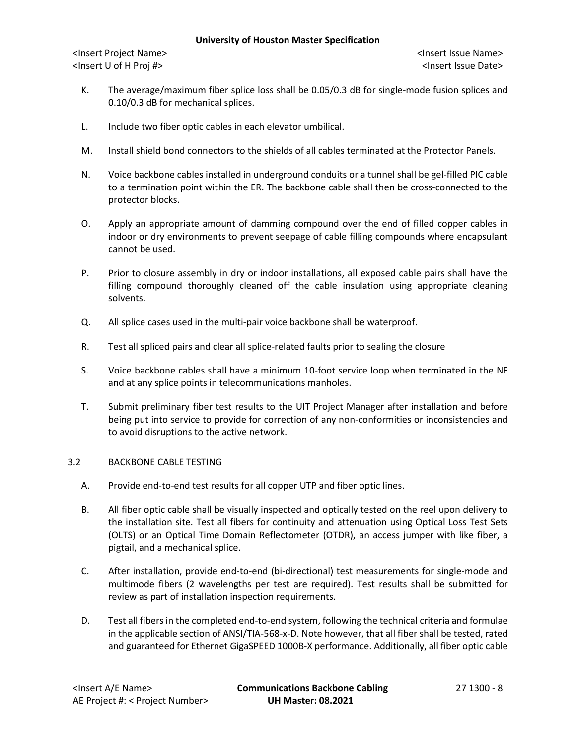K. The average/maximum fiber splice loss shall be 0.05/0.3 dB for single-mode fusion splices and 0.10/0.3 dB for mechanical splices.

L. Include two fiber optic cables in each elevator umbilical.

M. Install shield bond connectors to the shields of all cables terminated at the Protector Panels.

N. Voice backbone cables installed in underground conduits or a tunnel shall be gel-filled PIC cable to a termination point within the ER. The backbone cable shall then be cross-connected to the protector blocks.

O. Apply an appropriate amount of damming compound over the end of filled copper cables in indoor or dry environments to prevent seepage of cable filling compounds where encapsulant cannot be used.

P. Prior to closure assembly in dry or indoor installations, all exposed cable pairs shall have the filling compound thoroughly cleaned off the cable insulation using appropriate cleaning solvents.

Q. All splice cases used in the multi-pair voice backbone shall be waterproof.

R. Test all spliced pairs and clear all splice-related faults prior to sealing the closure

S. Voice backbone cables shall have a minimum 10-foot service loop when terminated in the NF and at any splice points in telecommunications manholes.

T. Submit preliminary fiber test results to the UIT Project Manager after installation and before being put into service to provide for correction of any non-conformities or inconsistencies and to avoid disruptions to the active network.

## 3.2 BACKBONE CABLE TESTING

A. Provide end-to-end test results for all copper UTP and fiber optic lines.

B. All fiber optic cable shall be visually inspected and optically tested on the reel upon delivery to the installation site. Test all fibers for continuity and attenuation using Optical Loss Test Sets (OLTS) or an Optical Time Domain Reflectometer (OTDR), an access jumper with like fiber, a pigtail, and a mechanical splice.

C. After installation, provide end-to-end (bi-directional) test measurements for single-mode and multimode fibers (2 wavelengths per test are required). Test results shall be submitted for review as part of installation inspection requirements.

D. Test all fibers in the completed end-to-end system, following the technical criteria and formulae in the applicable section of ANSI/TIA-568-x-D. Note however, that all fiber shall be tested, rated and guaranteed for Ethernet GigaSPEED 1000B-X performance. Additionally, all fiber optic cable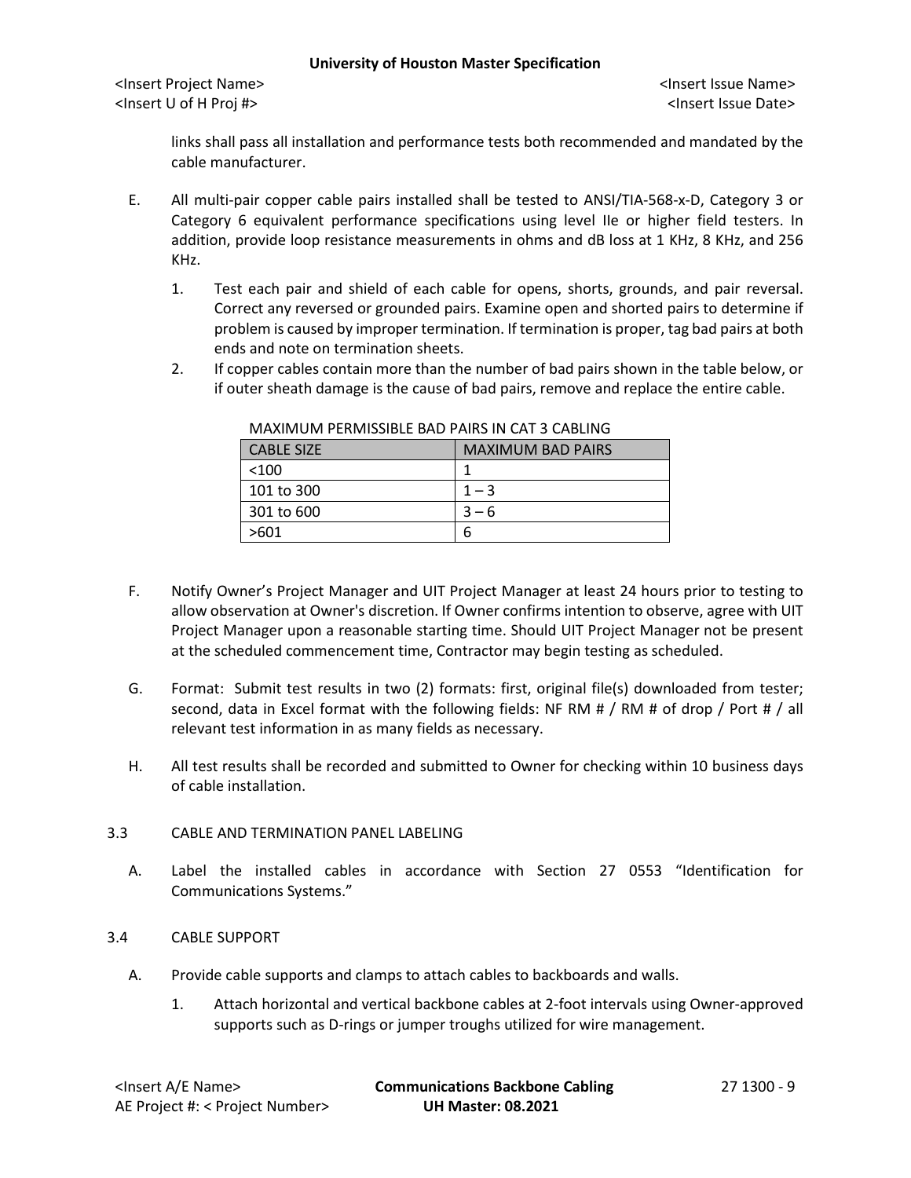links shall pass all installation and performance tests both recommended and mandated by the cable manufacturer.

E. All multi-pair copper cable pairs installed shall be tested to ANSI/TIA-568-x-D, Category 3 or Category 6 equivalent performance specifications using level IIe or higher field testers. In addition, provide loop resistance measurements in ohms and dB loss at 1 KHz, 8 KHz, and 256 KHz.

1. Test each pair and shield of each cable for opens, shorts, grounds, and pair reversal. Correct any reversed or grounded pairs. Examine open and shorted pairs to determine if problem is caused by improper termination. If termination is proper, tag bad pairs at both ends and note on termination sheets.

2. If copper cables contain more than the number of bad pairs shown in the table below, or if outer sheath damage is the cause of bad pairs, remove and replace the entire cable.

MAXIMUM PERMISSIBLE BAD PAIRS IN CAT 3 CABLING

| CABLE SIZE | MAXIMUM BAD PAIRS |
|---|---|
| <100 | 1 |
| 101 to 300 | 1 – 3 |
| 301 to 600 | 3 – 6 |
| >601 | 6 |

F. Notify Owner's Project Manager and UIT Project Manager at least 24 hours prior to testing to allow observation at Owner's discretion. If Owner confirms intention to observe, agree with UIT Project Manager upon a reasonable starting time. Should UIT Project Manager not be present at the scheduled commencement time, Contractor may begin testing as scheduled.

G. Format: Submit test results in two (2) formats: first, original file(s) downloaded from tester; second, data in Excel format with the following fields: NF RM # / RM # of drop / Port # / all relevant test information in as many fields as necessary.

H. All test results shall be recorded and submitted to Owner for checking within 10 business days of cable installation.

## 3.3 CABLE AND TERMINATION PANEL LABELING

A. Label the installed cables in accordance with Section 27 0553 "Identification for Communications Systems."

## 3.4 CABLE SUPPORT

A. Provide cable supports and clamps to attach cables to backboards and walls.

1. Attach horizontal and vertical backbone cables at 2-foot intervals using Owner-approved supports such as D-rings or jumper troughs utilized for wire management.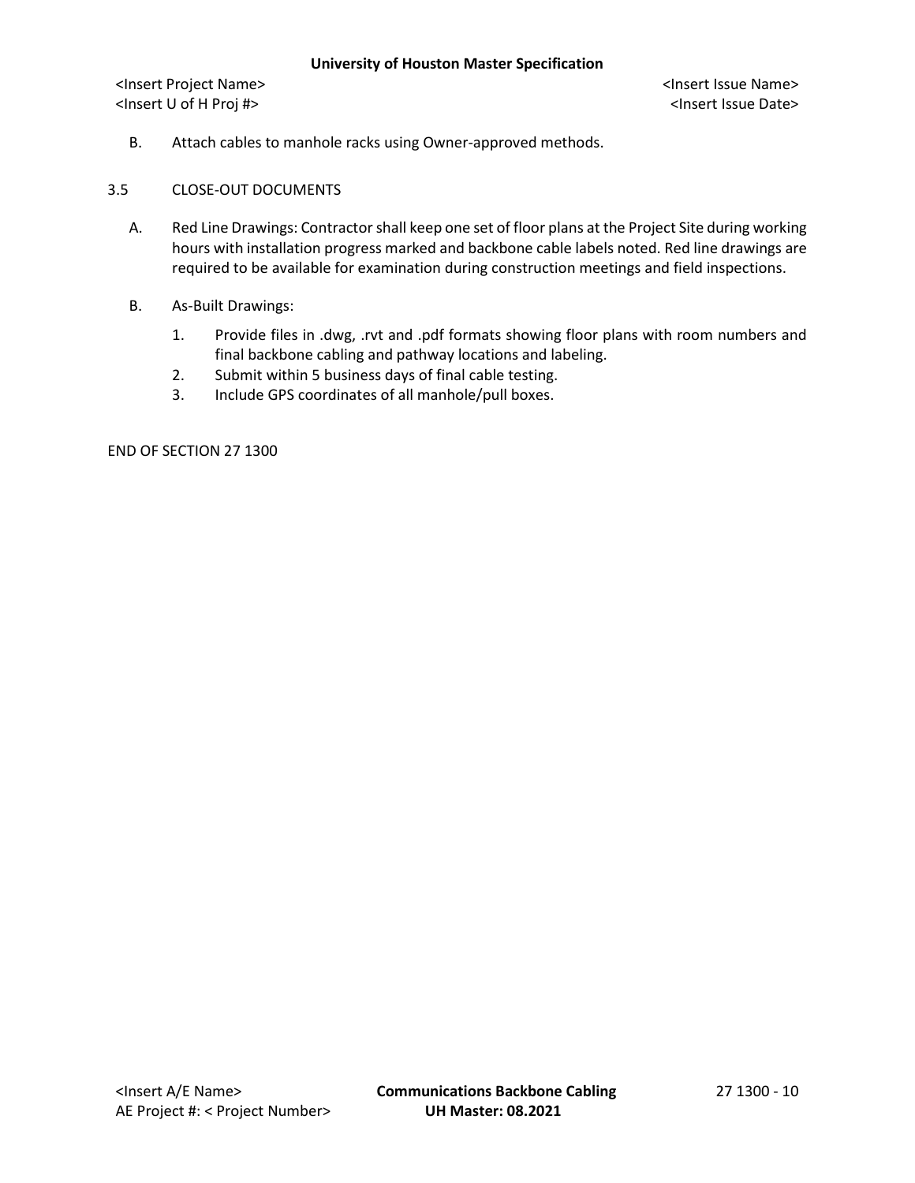B. Attach cables to manhole racks using Owner-approved methods.

## 3.5 CLOSE-OUT DOCUMENTS

A. Red Line Drawings: Contractor shall keep one set of floor plans at the Project Site during working hours with installation progress marked and backbone cable labels noted. Red line drawings are required to be available for examination during construction meetings and field inspections.

B. As-Built Drawings:

1. Provide files in .dwg, .rvt and .pdf formats showing floor plans with room numbers and final backbone cabling and pathway locations and labeling.
2. Submit within 5 business days of final cable testing.
3. Include GPS coordinates of all manhole/pull boxes.

END OF SECTION 27 1300